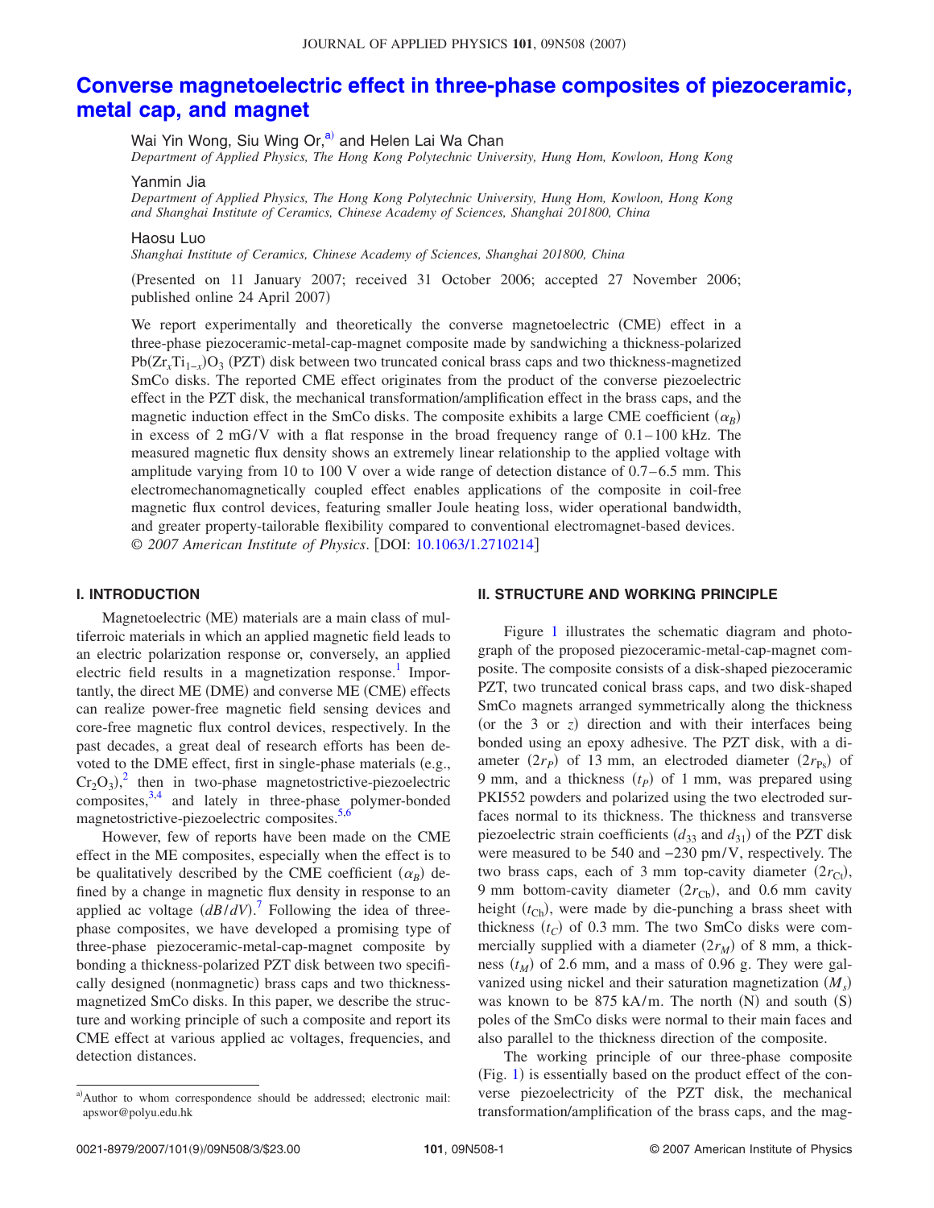# Converse magnetoelectric effect in three-phase composites of piezoceramic, metal cap, and magnet

Wai Yin Wong, Siu Wing Or,[a] and Helen Lai Wa Chan

*Department of Applied Physics, The Hong Kong Polytechnic University, Hung Hom, Kowloon, Hong Kong*

Yanmin Jia

*Department of Applied Physics, The Hong Kong Polytechnic University, Hung Hom, Kowloon, Hong Kong and Shanghai Institute of Ceramics, Chinese Academy of Sciences, Shanghai 201800, China*

Haosu Luo

*Shanghai Institute of Ceramics, Chinese Academy of Sciences, Shanghai 201800, China*

(Presented on 11 January 2007; received 31 October 2006; accepted 27 November 2006; published online 24 April 2007)

We report experimentally and theoretically the converse magnetoelectric (CME) effect in a three-phase piezoceramic-metal-cap-magnet composite made by sandwiching a thickness-polarized $Pb(Zr_xTi_{1-x})O_3$ (PZT) disk between two truncated conical brass caps and two thickness-magnetized SmCo disks. The reported CME effect originates from the product of the converse piezoelectric effect in the PZT disk, the mechanical transformation/amplification effect in the brass caps, and the magnetic induction effect in the SmCo disks. The composite exhibits a large CME coefficient ($\alpha_B$) in excess of 2 mG/V with a flat response in the broad frequency range of 0.1–100 kHz. The measured magnetic flux density shows an extremely linear relationship to the applied voltage with amplitude varying from 10 to 100 V over a wide range of detection distance of 0.7–6.5 mm. This electromechanomagnetically coupled effect enables applications of the composite in coil-free magnetic flux control devices, featuring smaller Joule heating loss, wider operational bandwidth, and greater property-tailorable flexibility compared to conventional electromagnet-based devices. © *2007 American Institute of Physics*. [DOI: 10.1063/1.2710214]

## I. INTRODUCTION

Magnetoelectric (ME) materials are a main class of multiferroic materials in which an applied magnetic field leads to an electric polarization response or, conversely, an applied electric field results in a magnetization response.[1] Importantly, the direct ME (DME) and converse ME (CME) effects can realize power-free magnetic field sensing devices and core-free magnetic flux control devices, respectively. In the past decades, a great deal of research efforts has been devoted to the DME effect, first in single-phase materials (e.g., $Cr_2O_3$),[2] then in two-phase magnetostrictive-piezoelectric composites,[3,4] and lately in three-phase polymer-bonded magnetostrictive-piezoelectric composites.[5,6]

However, few of reports have been made on the CME effect in the ME composites, especially when the effect is to be qualitatively described by the CME coefficient ($\alpha_B$) defined by a change in magnetic flux density in response to an applied ac voltage ($dB/dV$).[7] Following the idea of three-phase composites, we have developed a promising type of three-phase piezoceramic-metal-cap-magnet composite by bonding a thickness-polarized PZT disk between two specifically designed (nonmagnetic) brass caps and two thickness-magnetized SmCo disks. In this paper, we describe the structure and working principle of such a composite and report its CME effect at various applied ac voltages, frequencies, and detection distances.

## II. STRUCTURE AND WORKING PRINCIPLE

Figure 1 illustrates the schematic diagram and photograph of the proposed piezoceramic-metal-cap-magnet composite. The composite consists of a disk-shaped piezoceramic PZT, two truncated conical brass caps, and two disk-shaped SmCo magnets arranged symmetrically along the thickness (or the 3 or $z$) direction and with their interfaces being bonded using an epoxy adhesive. The PZT disk, with a diameter ($2r_P$) of 13 mm, an electroded diameter ($2r_{Ps}$) of 9 mm, and a thickness ($t_P$) of 1 mm, was prepared using PKI552 powders and polarized using the two electroded surfaces normal to its thickness. The thickness and transverse piezoelectric strain coefficients ($d_{33}$ and $d_{31}$) of the PZT disk were measured to be 540 and −230 pm/V, respectively. The two brass caps, each of 3 mm top-cavity diameter ($2r_{Ct}$), 9 mm bottom-cavity diameter ($2r_{Cb}$), and 0.6 mm cavity height ($t_{Ch}$), were made by die-punching a brass sheet with thickness ($t_C$) of 0.3 mm. The two SmCo disks were commercially supplied with a diameter ($2r_M$) of 8 mm, a thickness ($t_M$) of 2.6 mm, and a mass of 0.96 g. They were galvanized using nickel and their saturation magnetization ($M_s$) was known to be 875 kA/m. The north (N) and south (S) poles of the SmCo disks were normal to their main faces and also parallel to the thickness direction of the composite.

The working principle of our three-phase composite (Fig. 1) is essentially based on the product effect of the converse piezoelectricity of the PZT disk, the mechanical transformation/amplification of the brass caps, and the mag-

[a] Author to whom correspondence should be addressed; electronic mail: apswor@polyu.edu.hk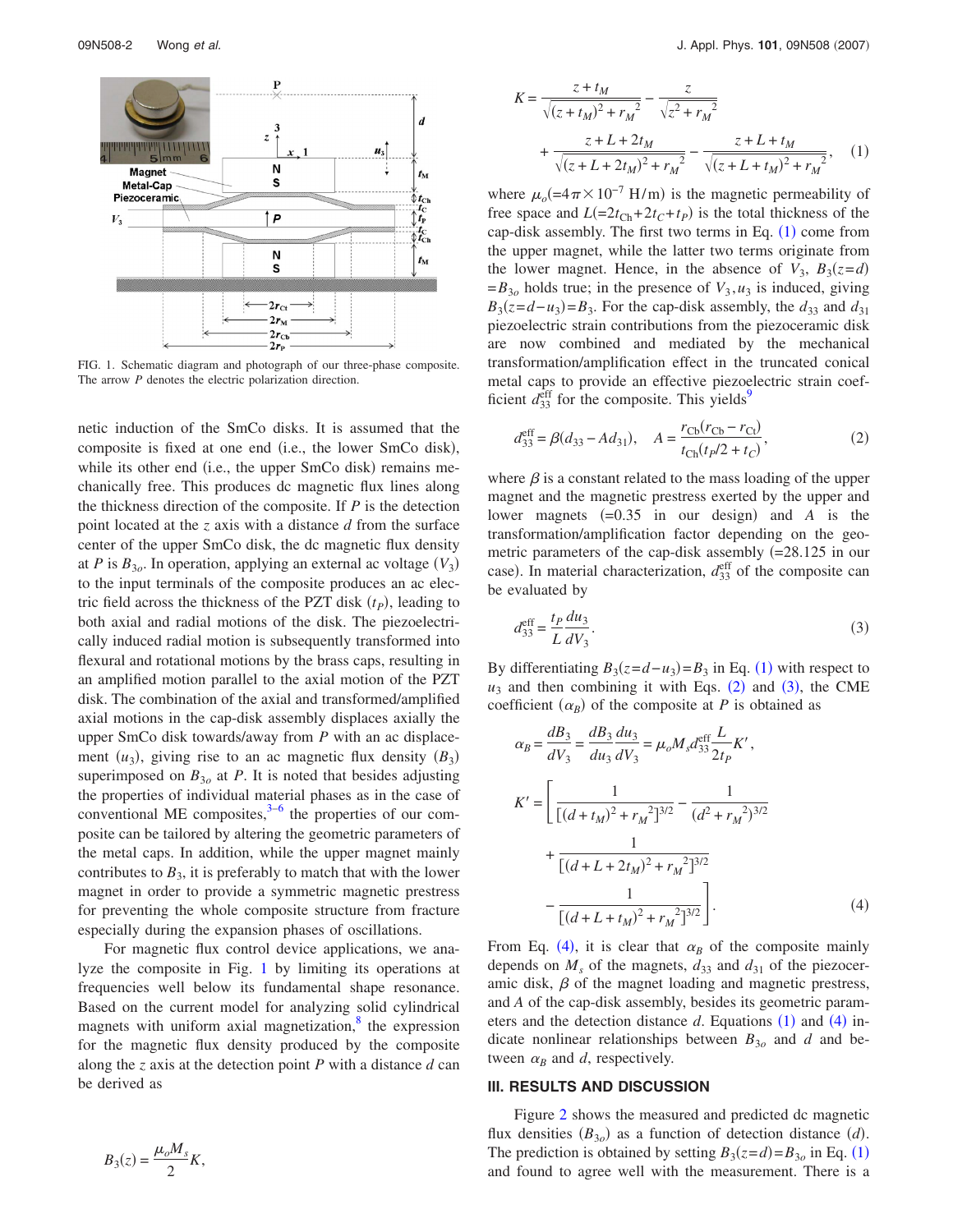FIG. 1. Schematic diagram and photograph of our three-phase composite. The arrow $P$ denotes the electric polarization direction.

netic induction of the SmCo disks. It is assumed that the composite is fixed at one end (i.e., the lower SmCo disk), while its other end (i.e., the upper SmCo disk) remains mechanically free. This produces dc magnetic flux lines along the thickness direction of the composite. If $P$ is the detection point located at the $z$ axis with a distance $d$ from the surface center of the upper SmCo disk, the dc magnetic flux density at $P$ is $B_{3o}$. In operation, applying an external ac voltage $(V_3)$ to the input terminals of the composite produces an ac electric field across the thickness of the PZT disk $(t_P)$, leading to both axial and radial motions of the disk. The piezoelectrically induced radial motion is subsequently transformed into flexural and rotational motions by the brass caps, resulting in an amplified motion parallel to the axial motion of the PZT disk. The combination of the axial and transformed/amplified axial motions in the cap-disk assembly displaces axially the upper SmCo disk towards/away from $P$ with an ac displacement $(u_3)$, giving rise to an ac magnetic flux density $(B_3)$ superimposed on $B_{3o}$ at $P$. It is noted that besides adjusting the properties of individual material phases as in the case of conventional ME composites,[3–6] the properties of our composite can be tailored by altering the geometric parameters of the metal caps. In addition, while the upper magnet mainly contributes to $B_3$, it is preferably to match that with the lower magnet in order to provide a symmetric magnetic prestress for preventing the whole composite structure from fracture especially during the expansion phases of oscillations.

For magnetic flux control device applications, we analyze the composite in Fig. 1 by limiting its operations at frequencies well below its fundamental shape resonance. Based on the current model for analyzing solid cylindrical magnets with uniform axial magnetization,[8] the expression for the magnetic flux density produced by the composite along the $z$ axis at the detection point $P$ with a distance $d$ can be derived as

$$B_3(z) = \frac{\mu_o M_s}{2} K,$$

$$K = \frac{z + t_M}{\sqrt{(z+t_M)^2 + r_M{}^2}} - \frac{z}{\sqrt{z^2 + r_M{}^2}} + \frac{z + L + 2t_M}{\sqrt{(z+L+2t_M)^2 + r_M{}^2}} - \frac{z+L+t_M}{\sqrt{(z+L+t_M)^2 + r_M{}^2}}, \quad (1)$$

where $\mu_o (=4\pi \times 10^{-7}$ H/m) is the magnetic permeability of free space and $L(=2t_{Ch}+2t_C+t_P)$ is the total thickness of the cap-disk assembly. The first two terms in Eq. (1) come from the upper magnet, while the latter two terms originate from the lower magnet. Hence, in the absence of $V_3$, $B_3(z=d)=B_{3o}$ holds true; in the presence of $V_3, u_3$ is induced, giving $B_3(z=d-u_3)=B_3$. For the cap-disk assembly, the $d_{33}$ and $d_{31}$ piezoelectric strain contributions from the piezoceramic disk are now combined and mediated by the mechanical transformation/amplification effect in the truncated conical metal caps to provide an effective piezoelectric strain coefficient $d_{33}^{\mathrm{eff}}$ for the composite. This yields[9]

$$d_{33}^{\mathrm{eff}} = \beta(d_{33} - A d_{31}), \quad A = \frac{r_{Cb}(r_{Cb} - r_{Ct})}{t_{Ch}(t_P/2 + t_C)}, \quad (2)$$

where $\beta$ is a constant related to the mass loading of the upper magnet and the magnetic prestress exerted by the upper and lower magnets (=0.35 in our design) and $A$ is the transformation/amplification factor depending on the geometric parameters of the cap-disk assembly (=28.125 in our case). In material characterization, $d_{33}^{\mathrm{eff}}$ of the composite can be evaluated by

$$d_{33}^{\mathrm{eff}} = \frac{t_P}{L}\frac{du_3}{dV_3}. \quad (3)$$

By differentiating $B_3(z=d-u_3)=B_3$ in Eq. (1) with respect to $u_3$ and then combining it with Eqs. (2) and (3), the CME coefficient $(\alpha_B)$ of the composite at $P$ is obtained as

$$\alpha_B = \frac{dB_3}{dV_3} = \frac{dB_3}{du_3}\frac{du_3}{dV_3} = \mu_o M_s d_{33}^{\mathrm{eff}} \frac{L}{2t_P} K',$$

$$K' = \left[ \frac{1}{[(d+t_M)^2 + r_M{}^2]^{3/2}} - \frac{1}{(d^2 + r_M{}^2)^{3/2}} + \frac{1}{[(d+L+2t_M)^2 + r_M{}^2]^{3/2}} - \frac{1}{[(d+L+t_M)^2 + r_M{}^2]^{3/2}} \right]. \quad (4)$$

From Eq. (4), it is clear that $\alpha_B$ of the composite mainly depends on $M_s$ of the magnets, $d_{33}$ and $d_{31}$ of the piezoceramic disk, $\beta$ of the magnet loading and magnetic prestress, and $A$ of the cap-disk assembly, besides its geometric parameters and the detection distance $d$. Equations (1) and (4) indicate nonlinear relationships between $B_{3o}$ and $d$ and between $\alpha_B$ and $d$, respectively.

## III. RESULTS AND DISCUSSION

Figure 2 shows the measured and predicted dc magnetic flux densities $(B_{3o})$ as a function of detection distance $(d)$. The prediction is obtained by setting $B_3(z=d)=B_{3o}$ in Eq. (1) and found to agree well with the measurement. There is a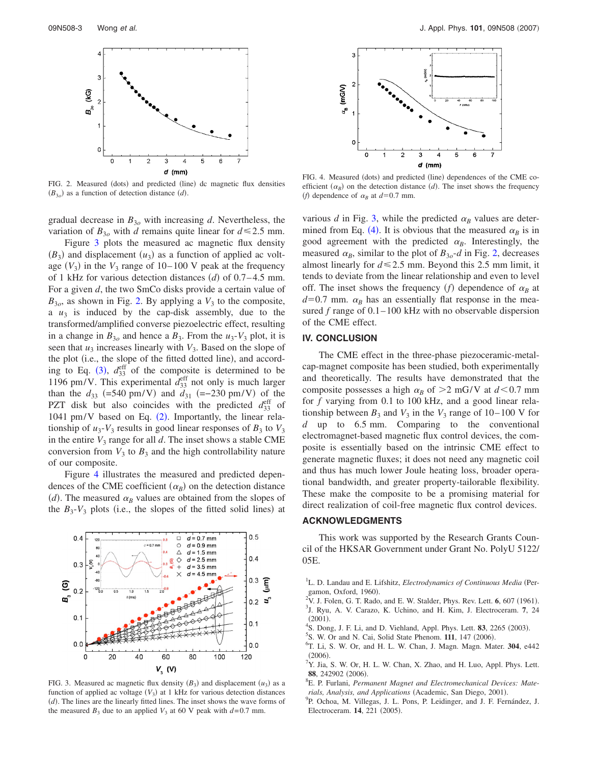0
1
2
3
4
0 1 2 3 4 5 6 7
$B_{3o}$ (kG)
$d$ (mm)

FIG. 2. Measured (dots) and predicted (line) dc magnetic flux densities ($B_{3o}$) as a function of detection distance ($d$).

gradual decrease in $B_{3o}$ with increasing $d$. Nevertheless, the variation of $B_{3o}$ with $d$ remains quite linear for $d \leq 2.5$ mm.

Figure 3 plots the measured ac magnetic flux density ($B_3$) and displacement ($u_3$) as a function of applied ac voltage ($V_3$) in the $V_3$ range of 10–100 V peak at the frequency of 1 kHz for various detection distances ($d$) of 0.7–4.5 mm. For a given $d$, the two SmCo disks provide a certain value of $B_{3o}$, as shown in Fig. 2. By applying a $V_3$ to the composite, a $u_3$ is induced by the cap-disk assembly, due to the transformed/amplified converse piezoelectric effect, resulting in a change in $B_{3o}$ and hence a $B_3$. From the $u_3$-$V_3$ plot, it is seen that $u_3$ increases linearly with $V_3$. Based on the slope of the plot (i.e., the slope of the fitted dotted line), and according to Eq. (3), $d_{33}^{\text{eff}}$ of the composite is determined to be 1196 pm/V. This experimental $d_{33}^{\text{eff}}$ not only is much larger than the $d_{33}$ (=540 pm/V) and $d_{31}$ (=−230 pm/V) of the PZT disk but also coincides with the predicted $d_{33}^{\text{eff}}$ of 1041 pm/V based on Eq. (2). Importantly, the linear relationship of $u_3$-$V_3$ results in good linear responses of $B_3$ to $V_3$ in the entire $V_3$ range for all $d$. The inset shows a stable CME conversion from $V_3$ to $B_3$ and the high controllability nature of our composite.

Figure 4 illustrates the measured and predicted dependences of the CME coefficient ($\alpha_B$) on the detection distance ($d$). The measured $\alpha_B$ values are obtained from the slopes of the $B_3$-$V_3$ plots (i.e., the slopes of the fitted solid lines) at

0.0
0.1
0.2
0.3
0.4
0 20 40 60 80 100 120
$B_3$ (G)
$V_3$ (V)
0.0
0.1
0.2
0.3
0.4
0.5
$u_3$ (μm)
$d$ = 0.7 mm
$d$ = 0.9 mm
$d$ = 1.5 mm
$d$ = 2.5 mm
$d$ = 3.5 mm
$d$ = 4.5 mm
$d$ = 0.7 mm
$V_3$ (V)
$B_3$ (G)
$t$ (ms)
120
80
40
0
-40
-80
-120
0.0 0.5 1.0 1.5 2.0
0.8
0.4
0.0
-0.4
-0.8

FIG. 3. Measured ac magnetic flux density ($B_3$) and displacement ($u_3$) as a function of applied ac voltage ($V_3$) at 1 kHz for various detection distances ($d$). The lines are the linearly fitted lines. The inset shows the wave forms of the measured $B_3$ due to an applied $V_3$ at 60 V peak with $d$=0.7 mm.

0
1
2
3
0 1 2 3 4 5 6 7
$\alpha_B$ (mG/V)
$d$ (mm)
$\alpha_B$ (mG/V)
$f$ (kHz)
0 20 40 60 80 100
0
1
2
3
4

FIG. 4. Measured (dots) and predicted (line) dependences of the CME coefficient ($\alpha_B$) on the detection distance ($d$). The inset shows the frequency ($f$) dependence of $\alpha_B$ at $d$=0.7 mm.

various $d$ in Fig. 3, while the predicted $\alpha_B$ values are determined from Eq. (4). It is obvious that the measured $\alpha_B$ is in good agreement with the predicted $\alpha_B$. Interestingly, the measured $\alpha_B$, similar to the plot of $B_{3o}$-$d$ in Fig. 2, decreases almost linearly for $d \leq 2.5$ mm. Beyond this 2.5 mm limit, it tends to deviate from the linear relationship and even to level off. The inset shows the frequency ($f$) dependence of $\alpha_B$ at $d$=0.7 mm. $\alpha_B$ has an essentially flat response in the measured $f$ range of 0.1–100 kHz with no observable dispersion of the CME effect.

## IV. CONCLUSION

The CME effect in the three-phase piezoceramic-metal-cap-magnet composite has been studied, both experimentally and theoretically. The results have demonstrated that the composite possesses a high $\alpha_B$ of >2 mG/V at $d$<0.7 mm for $f$ varying from 0.1 to 100 kHz, and a good linear relationship between $B_3$ and $V_3$ in the $V_3$ range of 10–100 V for $d$ up to 6.5 mm. Comparing to the conventional electromagnet-based magnetic flux control devices, the composite is essentially based on the intrinsic CME effect to generate magnetic fluxes; it does not need any magnetic coil and thus has much lower Joule heating loss, broader operational bandwidth, and greater property-tailorable flexibility. These make the composite to be a promising material for direct realization of coil-free magnetic flux control devices.

## ACKNOWLEDGMENTS

This work was supported by the Research Grants Council of the HKSAR Government under Grant No. PolyU 5122/05E.

[1] L. D. Landau and E. Lifshitz, *Electrodynamics of Continuous Media* (Pergamon, Oxford, 1960).
[2] V. J. Folen, G. T. Rado, and E. W. Stalder, Phys. Rev. Lett. **6**, 607 (1961).
[3] J. Ryu, A. V. Carazo, K. Uchino, and H. Kim, J. Electroceram. **7**, 24 (2001).
[4] S. Dong, J. F. Li, and D. Viehland, Appl. Phys. Lett. **83**, 2265 (2003).
[5] S. W. Or and N. Cai, Solid State Phenom. **111**, 147 (2006).
[6] T. Li, S. W. Or, and H. L. W. Chan, J. Magn. Magn. Mater. **304**, e442 (2006).
[7] Y. Jia, S. W. Or, H. L. W. Chan, X. Zhao, and H. Luo, Appl. Phys. Lett. **88**, 242902 (2006).
[8] E. P. Furlani, *Permanent Magnet and Electromechanical Devices: Materials, Analysis, and Applications* (Academic, San Diego, 2001).
[9] P. Ochoa, M. Villegas, J. L. Pons, P. Leidinger, and J. F. Fernández, J. Electroceram. **14**, 221 (2005).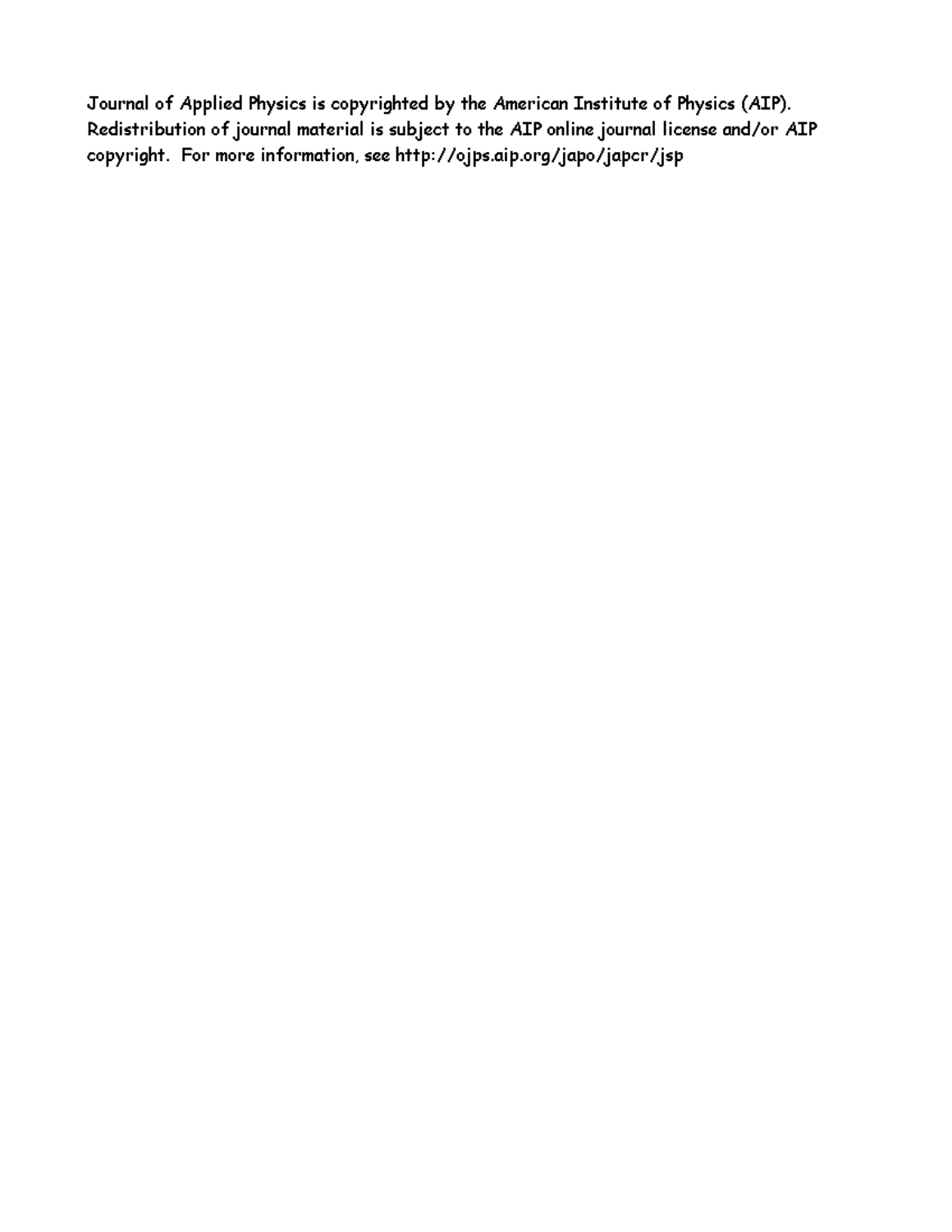Journal of Applied Physics is copyrighted by the American Institute of Physics (AIP). Redistribution of journal material is subject to the AIP online journal license and/or AIP copyright. For more information, see http://ojps.aip.org/japo/japcr/jsp